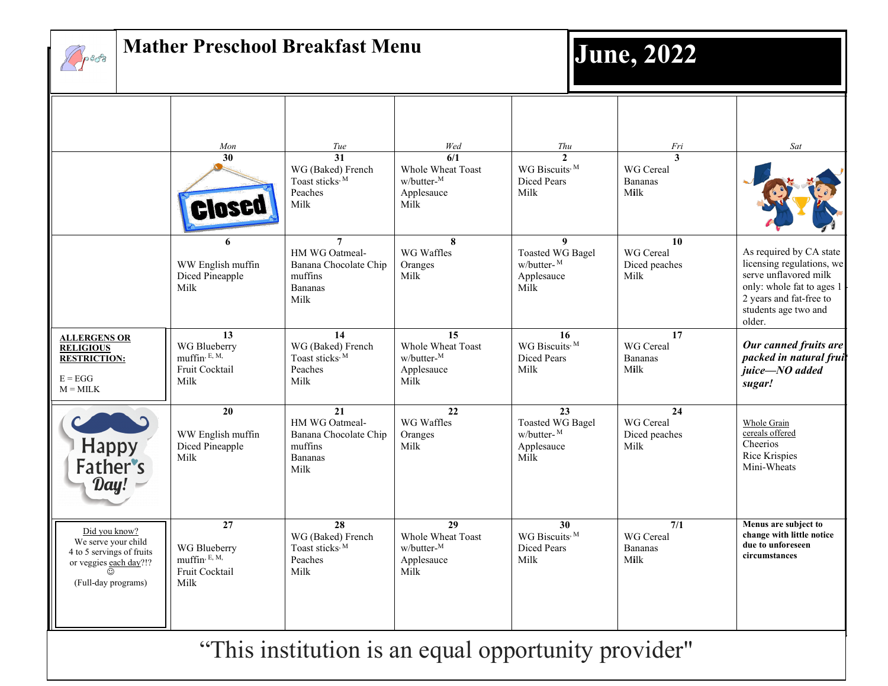# Mather Preschool Breakfast Menu

# June, 2022

| | Mon | Tue | Wed | Thu | Fri | Sat |
|---|---|---|---|---|---|---|
| | **30** Closed | **31** WG (Baked) French Toast sticks, [M] Peaches Milk | **6/1** Whole Wheat Toast w/butter-[M] Applesauce Milk | **2** WG Biscuits, [M] Diced Pears Milk | **3** WG Cereal Bananas Milk | |
| | **6** WW English muffin Diced Pineapple Milk | **7** HM WG Oatmeal-Banana Chocolate Chip muffins Bananas Milk | **8** WG Waffles Oranges Milk | **9** Toasted WG Bagel w/butter- [M] Applesauce Milk | **10** WG Cereal Diced peaches Milk | As required by CA state licensing regulations, we serve unflavored milk only: whole fat to ages 1 - 2 years and fat-free to students age two and older. |
| **ALLERGENS OR RELIGIOUS RESTRICTION:** E = EGG M = MILK | **13** WG Blueberry muffin, [E, M,] Fruit Cocktail Milk | **14** WG (Baked) French Toast sticks, [M] Peaches Milk | **15** Whole Wheat Toast w/butter-[M] Applesauce Milk | **16** WG Biscuits, [M] Diced Pears Milk | **17** WG Cereal Bananas Milk | ***Our canned fruits are packed in natural fruit juice—NO added sugar!*** |
| Happy Father's Day! | **20** WW English muffin Diced Pineapple Milk | **21** HM WG Oatmeal-Banana Chocolate Chip muffins Bananas Milk | **22** WG Waffles Oranges Milk | **23** Toasted WG Bagel w/butter- [M] Applesauce Milk | **24** WG Cereal Diced peaches Milk | Whole Grain cereals offered Cheerios Rice Krispies Mini-Wheats |
| Did you know? We serve your child 4 to 5 servings of fruits or veggies each day?!? ☺ (Full-day programs) | **27** WG Blueberry muffin, [E, M,] Fruit Cocktail Milk | **28** WG (Baked) French Toast sticks, [M] Peaches Milk | **29** Whole Wheat Toast w/butter-[M] Applesauce Milk | **30** WG Biscuits, [M] Diced Pears Milk | **7/1** WG Cereal Bananas Milk | **Menus are subject to change with little notice due to unforeseen circumstances** |

"This institution is an equal opportunity provider"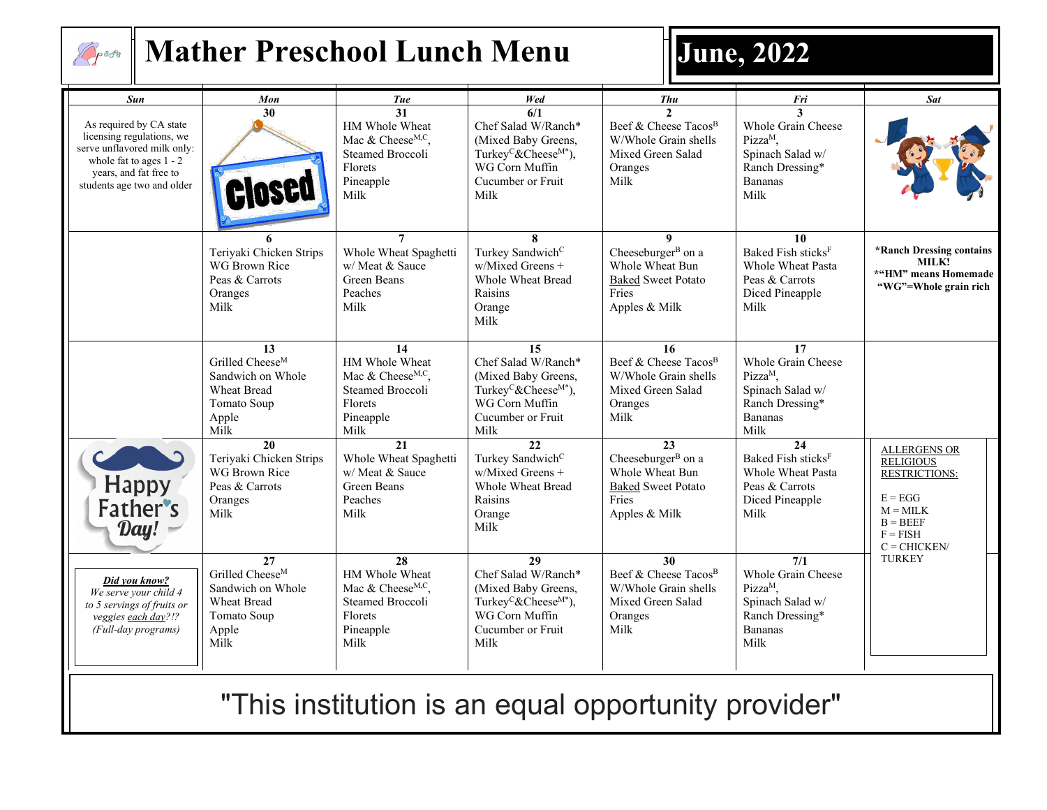# Mather Preschool Lunch Menu

## June, 2022

| Sun | Mon | Tue | Wed | Thu | Fri | Sat |
|---|---|---|---|---|---|---|
| As required by CA state licensing regulations, we serve unflavored milk only: whole fat to ages 1 - 2 years, and fat free to students age two and older | **30** Closed | **31** HM Whole Wheat Mac & Cheese$^{M,C}$, Steamed Broccoli Florets, Pineapple, Milk | **6/1** Chef Salad W/Ranch* (Mixed Baby Greens, Turkey$^{C}$&Cheese$^{M*}$), WG Corn Muffin, Cucumber or Fruit, Milk | **2** Beef & Cheese Tacos$^{B}$ W/Whole Grain shells, Mixed Green Salad, Oranges, Milk | **3** Whole Grain Cheese Pizza$^{M}$, Spinach Salad w/ Ranch Dressing*, Bananas, Milk | |
| | **6** Teriyaki Chicken Strips, WG Brown Rice, Peas & Carrots, Oranges, Milk | **7** Whole Wheat Spaghetti w/ Meat & Sauce, Green Beans, Peaches, Milk | **8** Turkey Sandwich$^{C}$ w/Mixed Greens + Whole Wheat Bread, Raisins, Orange, Milk | **9** Cheeseburger$^{B}$ on a Whole Wheat Bun, Baked Sweet Potato Fries, Apples & Milk | **10** Baked Fish sticks$^{F}$, Whole Wheat Pasta, Peas & Carrots, Diced Pineapple, Milk | **\*Ranch Dressing contains MILK!** **\*"HM" means Homemade** **"WG"=Whole grain rich** |
| | **13** Grilled Cheese$^{M}$ Sandwich on Whole Wheat Bread, Tomato Soup, Apple, Milk | **14** HM Whole Wheat Mac & Cheese$^{M,C}$, Steamed Broccoli Florets, Pineapple, Milk | **15** Chef Salad W/Ranch* (Mixed Baby Greens, Turkey$^{C}$&Cheese$^{M*}$), WG Corn Muffin, Cucumber or Fruit, Milk | **16** Beef & Cheese Tacos$^{B}$ W/Whole Grain shells, Mixed Green Salad, Oranges, Milk | **17** Whole Grain Cheese Pizza$^{M}$, Spinach Salad w/ Ranch Dressing*, Bananas, Milk | |
| Happy Father's Day! | **20** Teriyaki Chicken Strips, WG Brown Rice, Peas & Carrots, Oranges, Milk | **21** Whole Wheat Spaghetti w/ Meat & Sauce, Green Beans, Peaches, Milk | **22** Turkey Sandwich$^{C}$ w/Mixed Greens + Whole Wheat Bread, Raisins, Orange, Milk | **23** Cheeseburger$^{B}$ on a Whole Wheat Bun, Baked Sweet Potato Fries, Apples & Milk | **24** Baked Fish sticks$^{F}$, Whole Wheat Pasta, Peas & Carrots, Diced Pineapple, Milk | ALLERGENS OR RELIGIOUS RESTRICTIONS: E = EGG, M = MILK, B = BEEF, F = FISH, C = CHICKEN/ TURKEY |
| ***Did you know?*** *We serve your child 4 to 5 servings of fruits or veggies each day?!? (Full-day programs)* | **27** Grilled Cheese$^{M}$ Sandwich on Whole Wheat Bread, Tomato Soup, Apple, Milk | **28** HM Whole Wheat Mac & Cheese$^{M,C}$, Steamed Broccoli Florets, Pineapple, Milk | **29** Chef Salad W/Ranch* (Mixed Baby Greens, Turkey$^{C}$&Cheese$^{M*}$), WG Corn Muffin, Cucumber or Fruit, Milk | **30** Beef & Cheese Tacos$^{B}$ W/Whole Grain shells, Mixed Green Salad, Oranges, Milk | **7/1** Whole Grain Cheese Pizza$^{M}$, Spinach Salad w/ Ranch Dressing*, Bananas, Milk | |

"This institution is an equal opportunity provider"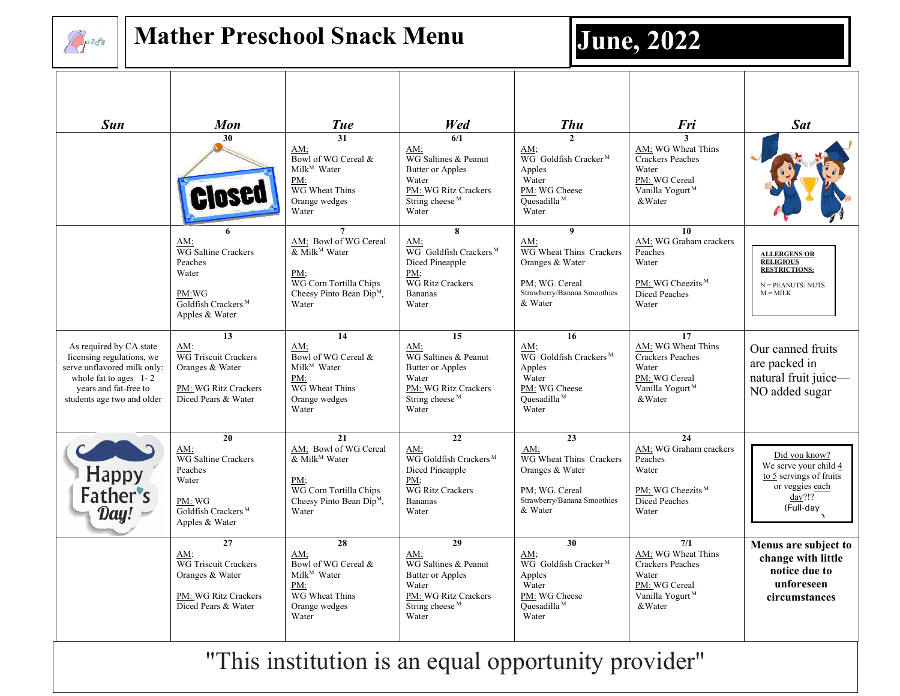# Mather Preschool Snack Menu

# June, 2022

| Sun | Mon | Tue | Wed | Thu | Fri | Sat |
|---|---|---|---|---|---|---|
| | 30 Closed | 31 AM; Bowl of WG Cereal & Milk$^{M}$ Water PM: WG Wheat Thins Orange wedges Water | 6/1 AM; WG Saltines & Peanut Butter or Apples Water PM: WG Ritz Crackers String cheese$^{M}$ Water | 2 AM; WG Goldfish Cracker$^{M}$ Apples Water PM: WG Cheese Quesadilla$^{M}$ Water | 3 AM: WG Wheat Thins Crackers Peaches Water PM: WG Cereal Vanilla Yogurt$^{M}$ &Water | |
| | 6 AM; WG Saltine Crackers Peaches Water PM:WG Goldfish Crackers$^{M}$ Apples & Water | 7 AM; Bowl of WG Cereal & Milk$^{M}$ Water PM; WG Corn Tortilla Chips Cheesy Pinto Bean Dip$^{M}$, Water | 8 AM; WG Goldfish Crackers$^{M}$ Diced Pineapple PM; WG Ritz Crackers Bananas Water | 9 AM; WG Wheat Thins Crackers Oranges & Water PM; WG. Cereal Strawberry/Banana Smoothies & Water | 10 AM; WG Graham crackers Peaches Water PM; WG Cheezits$^{M}$ Diced Peaches Water | ALLERGENS OR RELIGIOUS RESTRICTIONS: N = PEANUTS/ NUTS M = MILK |
| As required by CA state licensing regulations, we serve unflavored milk only: whole fat to ages 1- 2 years and fat-free to students age two and older | 13 AM: WG Triscuit Crackers Oranges & Water PM: WG Ritz Crackers Diced Pears & Water | 14 AM; Bowl of WG Cereal & Milk$^{M}$ Water PM: WG Wheat Thins Orange wedges Water | 15 AM; WG Saltines & Peanut Butter or Apples Water PM: WG Ritz Crackers String cheese$^{M}$ Water | 16 AM; WG Goldfish Crackers$^{M}$ Apples Water PM: WG Cheese Quesadilla$^{M}$ Water | 17 AM: WG Wheat Thins Crackers Peaches Water PM: WG Cereal Vanilla Yogurt$^{M}$ &Water | Our canned fruits are packed in natural fruit juice— NO added sugar |
| Happy Father's Day! | 20 AM; WG Saltine Crackers Peaches Water PM: WG Goldfish Crackers$^{M}$ Apples & Water | 21 AM; Bowl of WG Cereal & Milk$^{M}$ Water PM; WG Corn Tortilla Chips Cheesy Pinto Bean Dip$^{M}$, Water | 22 AM; WG Goldfish Crackers$^{M}$ Diced Pineapple PM; WG Ritz Crackers Bananas Water | 23 AM; WG Wheat Thins Crackers Oranges & Water PM; WG. Cereal Strawberry/Banana Smoothies & Water | 24 AM; WG Graham crackers Peaches Water PM; WG Cheezits$^{M}$ Diced Peaches Water | Did you know? We serve your child 4 to 5 servings of fruits or veggies each day?!? (Full-day |
| | 27 AM: WG Triscuit Crackers Oranges & Water PM: WG Ritz Crackers Diced Pears & Water | 28 AM; Bowl of WG Cereal & Milk$^{M}$ Water PM: WG Wheat Thins Orange wedges Water | 29 AM; WG Saltines & Peanut Butter or Apples Water PM: WG Ritz Crackers String cheese$^{M}$ Water | 30 AM; WG Goldfish Cracker$^{M}$ Apples Water PM: WG Cheese Quesadilla$^{M}$ Water | 7/1 AM; WG Wheat Thins Crackers Peaches Water PM: WG Cereal Vanilla Yogurt$^{M}$ &Water | **Menus are subject to change with little notice due to unforeseen circumstances** |

"This institution is an equal opportunity provider"